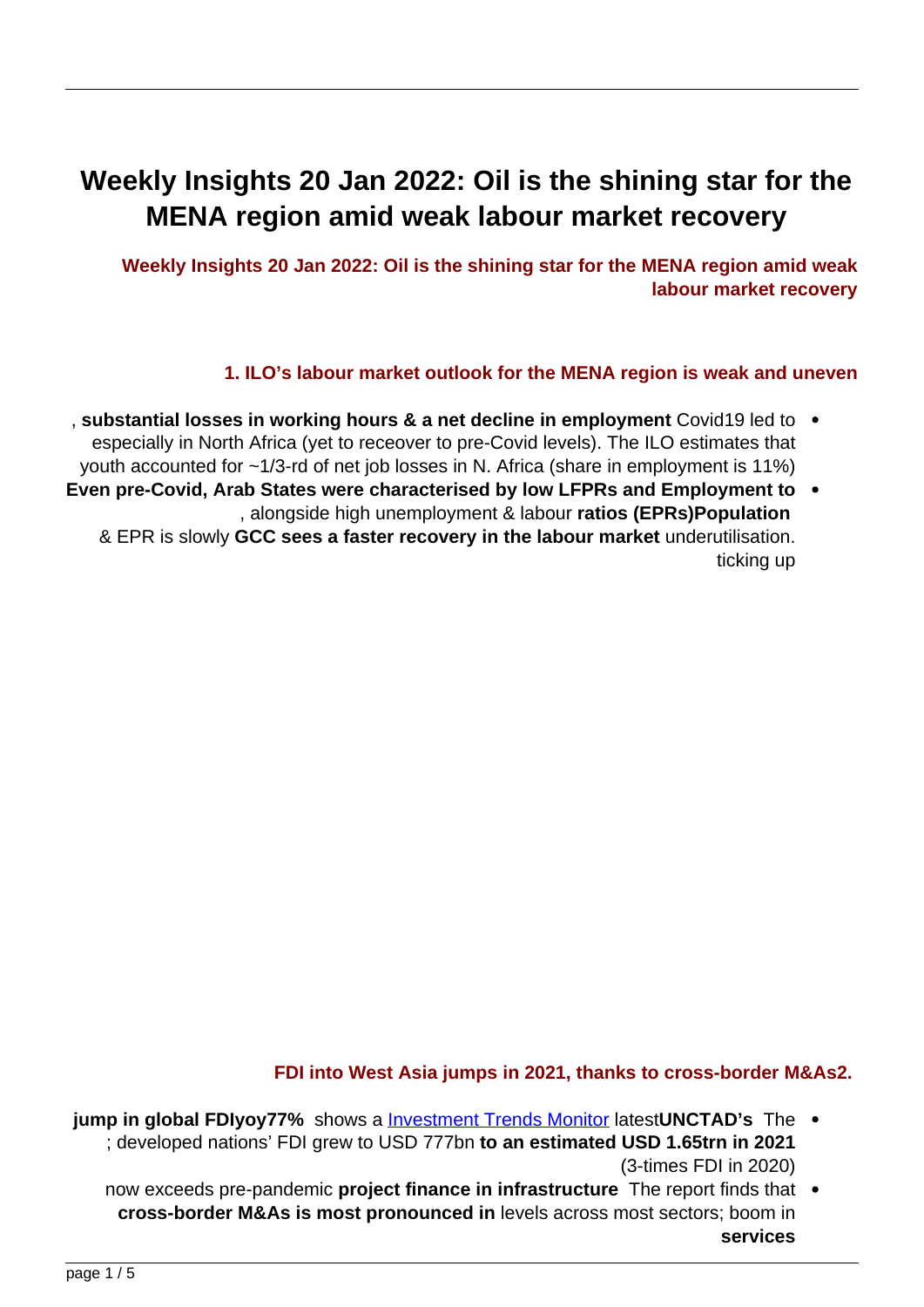# Weekly Insights 20 Jan 2022: Oil is the shining star for the MENA region amid weak labour market recovery

**Weekly Insights 20 Jan 2022: Oil is the shining star for the MENA region amid weak labour market recovery**

## 1. ILO's labour market outlook for the MENA region is weak and uneven

- Covid19 led to **substantial losses in working hours & a net decline in employment**, especially in North Africa (yet to receover to pre-Covid levels). The ILO estimates that youth accounted for ~1/3-rd of net job losses in N. Africa (share in employment is 11%)
- **Even pre-Covid, Arab States were characterised by low LFPRs and Employment to Population ratios (EPRs)**, alongside high unemployment & labour underutilisation. **GCC sees a faster recovery in the labour market** & EPR is slowly ticking up

## 2. FDI into West Asia jumps in 2021, thanks to cross-border M&As

- The **UNCTAD's** latest [Investment Trends Monitor](#) shows a **77% yoy jump in global FDI to an estimated USD 1.65trn in 2021**; developed nations' FDI grew to USD 777bn (3-times FDI in 2020)
- The report finds that **project finance in infrastructure** now exceeds pre-pandemic levels across most sectors; boom in **cross-border M&As is most pronounced in services**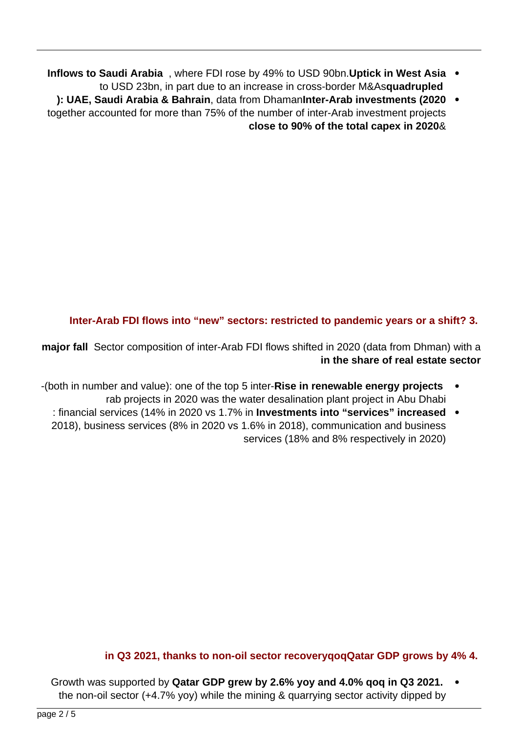- **Uptick in West Asia Inflows to Saudi Arabia**, where FDI rose by 49% to USD 90bn. **quadrupled** to USD 23bn, in part due to an increase in cross-border M&As
- **Inter-Arab investments (2020): UAE, Saudi Arabia & Bahrain**, data from Dhaman together accounted for more than 75% of the number of inter-Arab investment projects & **close to 90% of the total capex in 2020**

### 3. Inter-Arab FDI flows into "new" sectors: restricted to pandemic years or a shift?

Sector composition of inter-Arab FDI flows shifted in 2020 (data from Dhman) with a **major fall in the share of real estate sector**

- **Rise in renewable energy projects** (both in number and value): one of the top 5 inter-Arab projects in 2020 was the water desalination plant project in Abu Dhabi
- **Investments into "services" increased**: financial services (14% in 2020 vs 1.7% in 2018), business services (8% in 2020 vs 1.6% in 2018), communication and business services (18% and 8% respectively in 2020)

### 4. Qatar GDP grows by 4% qoq in Q3 2021, thanks to non-oil sector recovery

- **Qatar GDP grew by 2.6% yoy and 4.0% qoq in Q3 2021.** Growth was supported by the non-oil sector (+4.7% yoy) while the mining & quarrying sector activity dipped by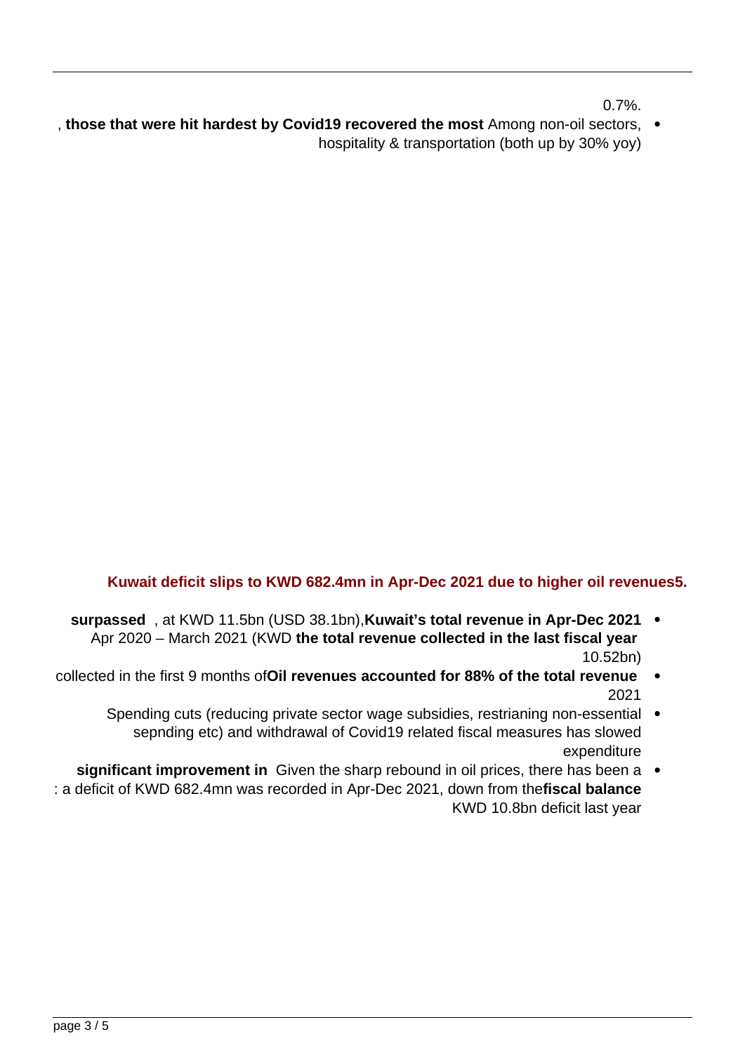0.7%.

- Among non-oil sectors, **those that were hit hardest by Covid19 recovered the most**, hospitality & transportation (both up by 30% yoy)

### 5. Kuwait deficit slips to KWD 682.4mn in Apr-Dec 2021 due to higher oil revenues

- **Kuwait's total revenue in Apr-Dec 2021**, at KWD 11.5bn (USD 38.1bn), **surpassed the total revenue collected in the last fiscal year** Apr 2020 – March 2021 (KWD 10.52bn)
- **Oil revenues accounted for 88% of the total revenue** collected in the first 9 months of 2021
- Spending cuts (reducing private sector wage subsidies, restrianing non-essential sepnding etc) and withdrawal of Covid19 related fiscal measures has slowed expenditure
- Given the sharp rebound in oil prices, there has been a **significant improvement in fiscal balance**: a deficit of KWD 682.4mn was recorded in Apr-Dec 2021, down from the KWD 10.8bn deficit last year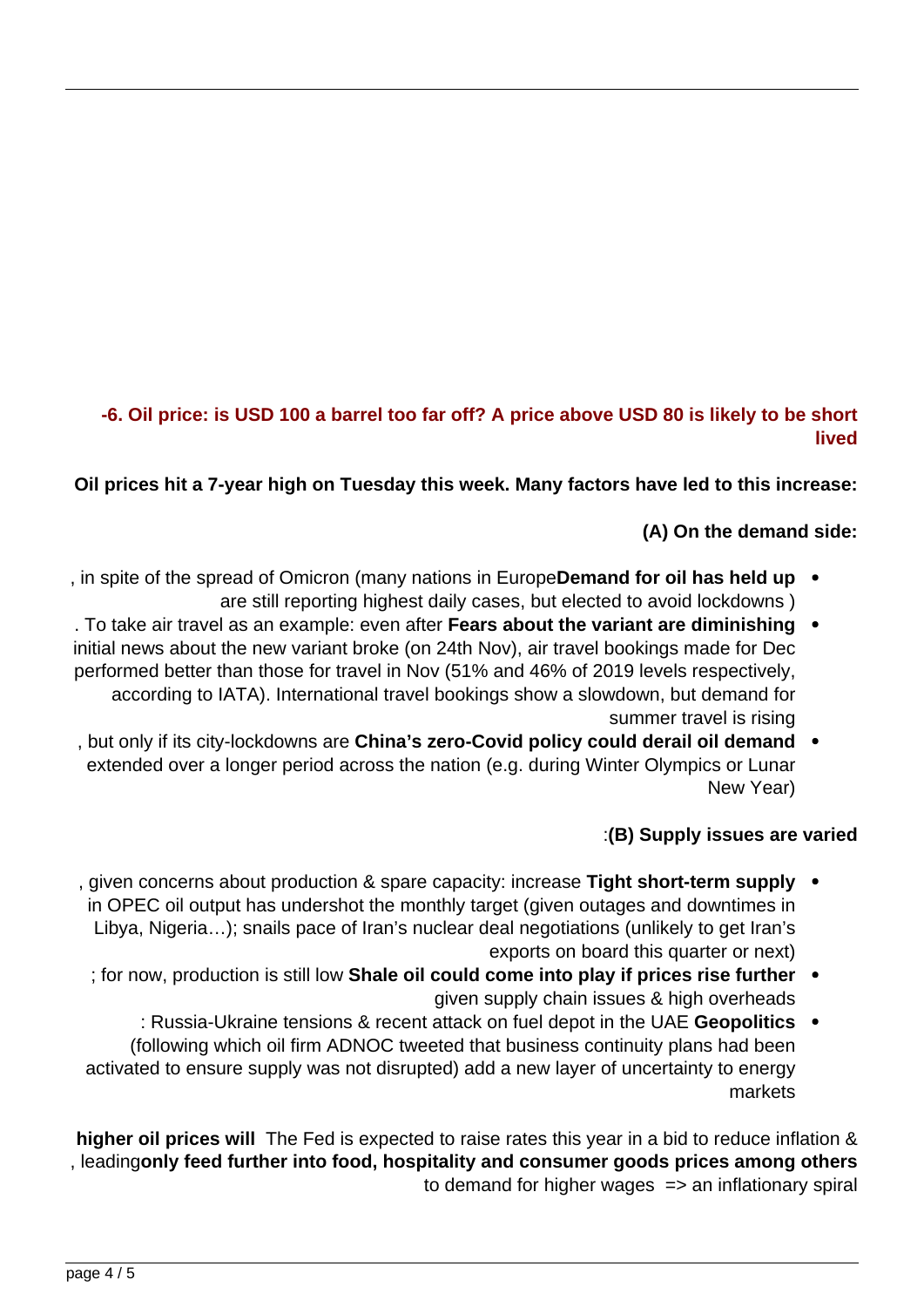## 6. Oil price: is USD 100 a barrel too far off? A price above USD 80 is likely to be short lived

**Oil prices hit a 7-year high on Tuesday this week. Many factors have led to this increase:**

**(A) On the demand side:**

- **Demand for oil has held up**, in spite of the spread of Omicron (many nations in Europe are still reporting highest daily cases, but elected to avoid lockdowns)
- **Fears about the variant are diminishing**. To take air travel as an example: even after initial news about the new variant broke (on 24th Nov), air travel bookings made for Dec performed better than those for travel in Nov (51% and 46% of 2019 levels respectively, according to IATA). International travel bookings show a slowdown, but demand for summer travel is rising
- **China's zero-Covid policy could derail oil demand**, but only if its city-lockdowns are extended over a longer period across the nation (e.g. during Winter Olympics or Lunar New Year)

**(B) Supply issues are varied:**

- **Tight short-term supply**, given concerns about production & spare capacity: increase in OPEC oil output has undershot the monthly target (given outages and downtimes in Libya, Nigeria…); snails pace of Iran's nuclear deal negotiations (unlikely to get Iran's exports on board this quarter or next)
- **Shale oil could come into play if prices rise further**; for now, production is still low given supply chain issues & high overheads
- **Geopolitics**: Russia-Ukraine tensions & recent attack on fuel depot in the UAE (following which oil firm ADNOC tweeted that business continuity plans had been activated to ensure supply was not disrupted) add a new layer of uncertainty to energy markets

The Fed is expected to raise rates this year in a bid to reduce inflation & **higher oil prices will only feed further into food, hospitality and consumer goods prices among others**, leading to demand for higher wages => an inflationary spiral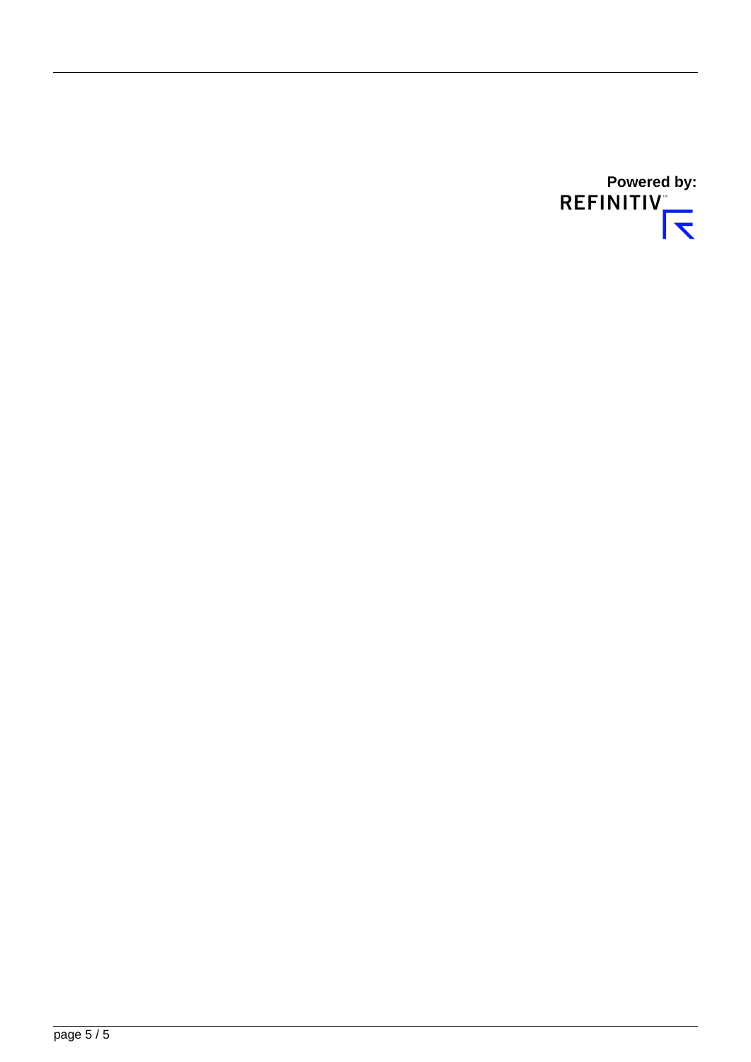**Powered by:**

REFINITIV™